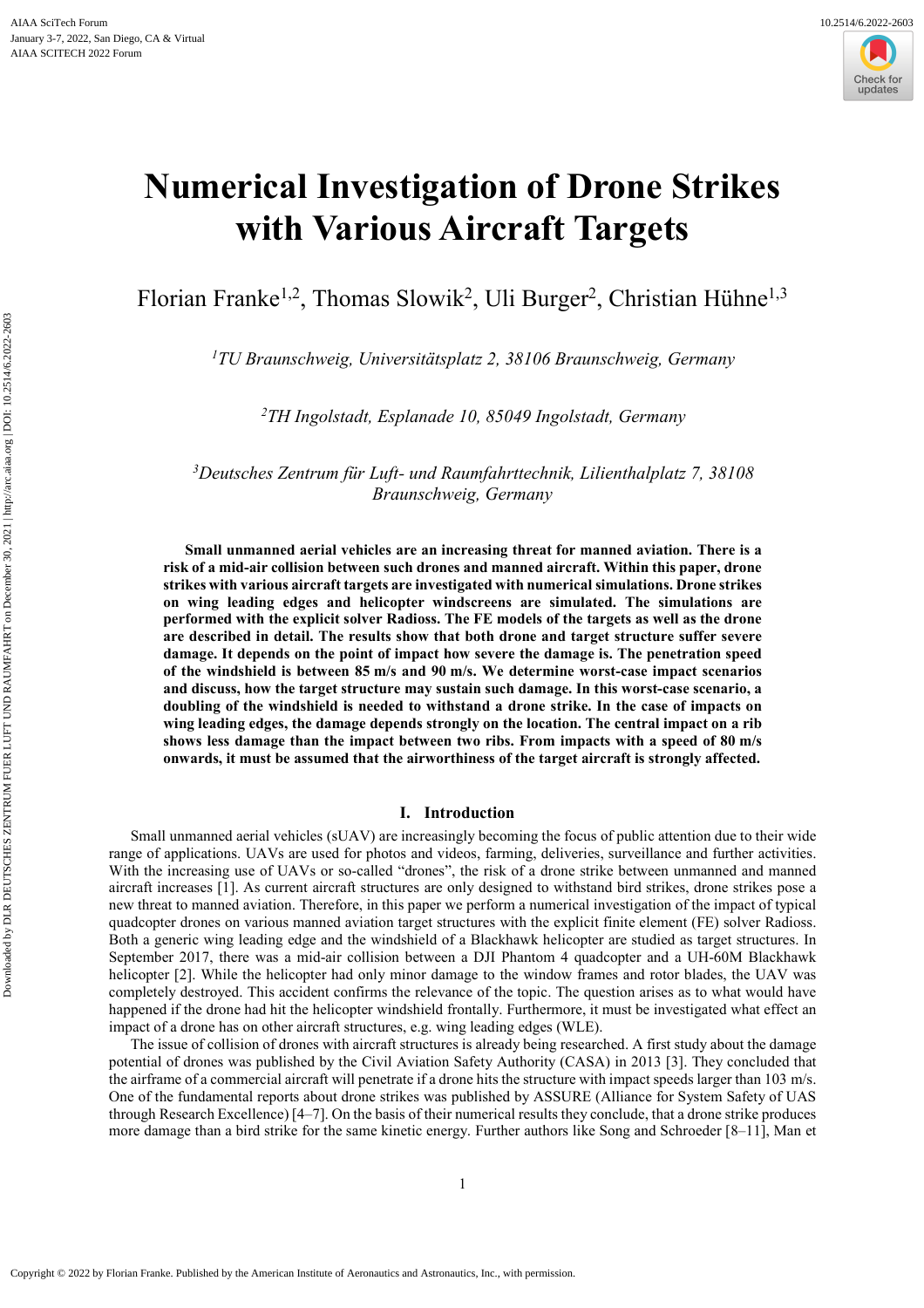# Numerical Investigation of Drone Strikes with Various Aircraft Targets

Florian Franke[1,2], Thomas Slowik[2], Uli Burger[2], Christian Hühne[1,3]

[1]*TU Braunschweig, Universitätsplatz 2, 38106 Braunschweig, Germany*

[2]*TH Ingolstadt, Esplanade 10, 85049 Ingolstadt, Germany*

[3]*Deutsches Zentrum für Luft- und Raumfahrttechnik, Lilienthalplatz 7, 38108 Braunschweig, Germany*

**Small unmanned aerial vehicles are an increasing threat for manned aviation. There is a risk of a mid-air collision between such drones and manned aircraft. Within this paper, drone strikes with various aircraft targets are investigated with numerical simulations. Drone strikes on wing leading edges and helicopter windscreens are simulated. The simulations are performed with the explicit solver Radioss. The FE models of the targets as well as the drone are described in detail. The results show that both drone and target structure suffer severe damage. It depends on the point of impact how severe the damage is. The penetration speed of the windshield is between 85 m/s and 90 m/s. We determine worst-case impact scenarios and discuss, how the target structure may sustain such damage. In this worst-case scenario, a doubling of the windshield is needed to withstand a drone strike. In the case of impacts on wing leading edges, the damage depends strongly on the location. The central impact on a rib shows less damage than the impact between two ribs. From impacts with a speed of 80 m/s onwards, it must be assumed that the airworthiness of the target aircraft is strongly affected.**

## I. Introduction

Small unmanned aerial vehicles (sUAV) are increasingly becoming the focus of public attention due to their wide range of applications. UAVs are used for photos and videos, farming, deliveries, surveillance and further activities. With the increasing use of UAVs or so-called "drones", the risk of a drone strike between unmanned and manned aircraft increases [1]. As current aircraft structures are only designed to withstand bird strikes, drone strikes pose a new threat to manned aviation. Therefore, in this paper we perform a numerical investigation of the impact of typical quadcopter drones on various manned aviation target structures with the explicit finite element (FE) solver Radioss. Both a generic wing leading edge and the windshield of a Blackhawk helicopter are studied as target structures. In September 2017, there was a mid-air collision between a DJI Phantom 4 quadcopter and a UH-60M Blackhawk helicopter [2]. While the helicopter had only minor damage to the window frames and rotor blades, the UAV was completely destroyed. This accident confirms the relevance of the topic. The question arises as to what would have happened if the drone had hit the helicopter windshield frontally. Furthermore, it must be investigated what effect an impact of a drone has on other aircraft structures, e.g. wing leading edges (WLE).

The issue of collision of drones with aircraft structures is already being researched. A first study about the damage potential of drones was published by the Civil Aviation Safety Authority (CASA) in 2013 [3]. They concluded that the airframe of a commercial aircraft will penetrate if a drone hits the structure with impact speeds larger than 103 m/s. One of the fundamental reports about drone strikes was published by ASSURE (Alliance for System Safety of UAS through Research Excellence) [4–7]. On the basis of their numerical results they conclude, that a drone strike produces more damage than a bird strike for the same kinetic energy. Further authors like Song and Schroeder [8–11], Man et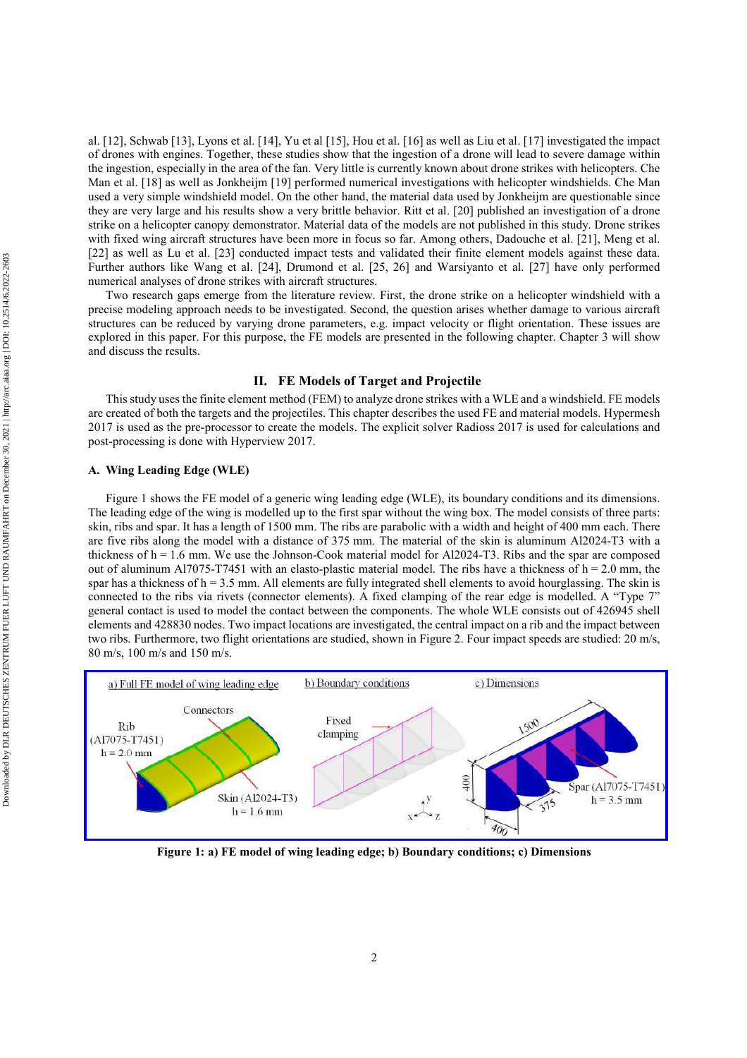al. [12], Schwab [13], Lyons et al. [14], Yu et al [15], Hou et al. [16] as well as Liu et al. [17] investigated the impact of drones with engines. Together, these studies show that the ingestion of a drone will lead to severe damage within the ingestion, especially in the area of the fan. Very little is currently known about drone strikes with helicopters. Che Man et al. [18] as well as Jonkheijm [19] performed numerical investigations with helicopter windshields. Che Man used a very simple windshield model. On the other hand, the material data used by Jonkheijm are questionable since they are very large and his results show a very brittle behavior. Ritt et al. [20] published an investigation of a drone strike on a helicopter canopy demonstrator. Material data of the models are not published in this study. Drone strikes with fixed wing aircraft structures have been more in focus so far. Among others, Dadouche et al. [21], Meng et al. [22] as well as Lu et al. [23] conducted impact tests and validated their finite element models against these data. Further authors like Wang et al. [24], Drumond et al. [25, 26] and Warsiyanto et al. [27] have only performed numerical analyses of drone strikes with aircraft structures.

Two research gaps emerge from the literature review. First, the drone strike on a helicopter windshield with a precise modeling approach needs to be investigated. Second, the question arises whether damage to various aircraft structures can be reduced by varying drone parameters, e.g. impact velocity or flight orientation. These issues are explored in this paper. For this purpose, the FE models are presented in the following chapter. Chapter 3 will show and discuss the results.

## II. FE Models of Target and Projectile

This study uses the finite element method (FEM) to analyze drone strikes with a WLE and a windshield. FE models are created of both the targets and the projectiles. This chapter describes the used FE and material models. Hypermesh 2017 is used as the pre-processor to create the models. The explicit solver Radioss 2017 is used for calculations and post-processing is done with Hyperview 2017.

### A. Wing Leading Edge (WLE)

Figure 1 shows the FE model of a generic wing leading edge (WLE), its boundary conditions and its dimensions. The leading edge of the wing is modelled up to the first spar without the wing box. The model consists of three parts: skin, ribs and spar. It has a length of 1500 mm. The ribs are parabolic with a width and height of 400 mm each. There are five ribs along the model with a distance of 375 mm. The material of the skin is aluminum Al2024-T3 with a thickness of h = 1.6 mm. We use the Johnson-Cook material model for Al2024-T3. Ribs and the spar are composed out of aluminum Al7075-T7451 with an elasto-plastic material model. The ribs have a thickness of h = 2.0 mm, the spar has a thickness of h = 3.5 mm. All elements are fully integrated shell elements to avoid hourglassing. The skin is connected to the ribs via rivets (connector elements). A fixed clamping of the rear edge is modelled. A "Type 7" general contact is used to model the contact between the components. The whole WLE consists out of 426945 shell elements and 428830 nodes. Two impact locations are investigated, the central impact on a rib and the impact between two ribs. Furthermore, two flight orientations are studied, shown in Figure 2. Four impact speeds are studied: 20 m/s, 80 m/s, 100 m/s and 150 m/s.

**Figure 1: a) FE model of wing leading edge; b) Boundary conditions; c) Dimensions**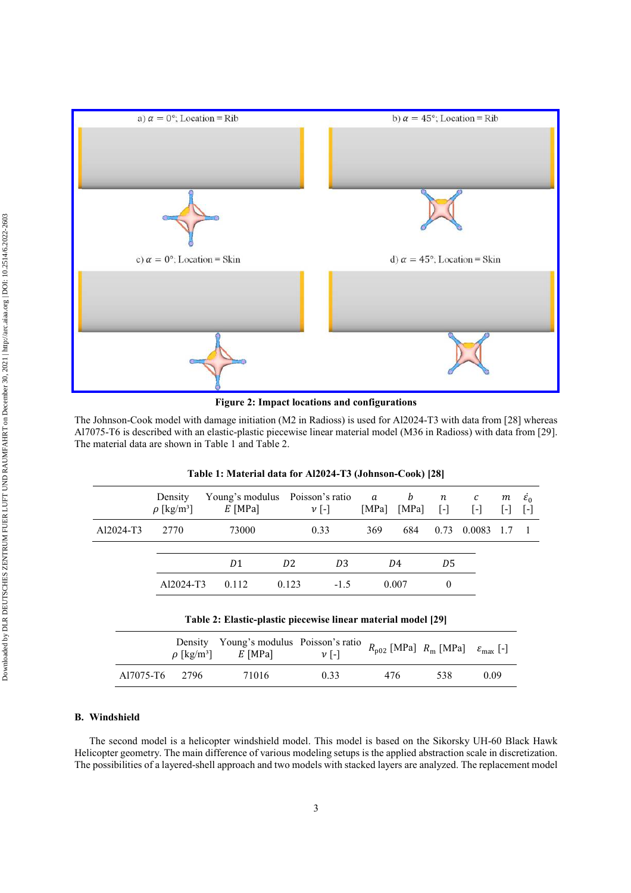Figure 2: Impact locations and configurations

The Johnson-Cook model with damage initiation (M2 in Radioss) is used for Al2024-T3 with data from [28] whereas Al7075-T6 is described with an elastic-plastic piecewise linear material model (M36 in Radioss) with data from [29]. The material data are shown in Table 1 and Table 2.

**Table 1: Material data for Al2024-T3 (Johnson-Cook) [28]**

| | Density $\rho$ [kg/m³] | Young's modulus $E$ [MPa] | Poisson's ratio $\nu$ [-] | $a$ [MPa] | $b$ [MPa] | $n$ [-] | $c$ [-] | $m$ [-] | $\dot{\varepsilon}_0$ [-] |
|---|---|---|---|---|---|---|---|---|---|
| Al2024-T3 | 2770 | 73000 | 0.33 | 369 | 684 | 0.73 | 0.0083 | 1.7 | 1 |

| | $D1$ | $D2$ | $D3$ | $D4$ | $D5$ |
|---|---|---|---|---|---|
| Al2024-T3 | 0.112 | 0.123 | -1.5 | 0.007 | 0 |

**Table 2: Elastic-plastic piecewise linear material model [29]**

| | Density $\rho$ [kg/m³] | Young's modulus $E$ [MPa] | Poisson's ratio $\nu$ [-] | $R_{p02}$ [MPa] | $R_m$ [MPa] | $\varepsilon_{max}$ [-] |
|---|---|---|---|---|---|---|
| Al7075-T6 | 2796 | 71016 | 0.33 | 476 | 538 | 0.09 |

## B. Windshield

The second model is a helicopter windshield model. This model is based on the Sikorsky UH-60 Black Hawk Helicopter geometry. The main difference of various modeling setups is the applied abstraction scale in discretization. The possibilities of a layered-shell approach and two models with stacked layers are analyzed. The replacement model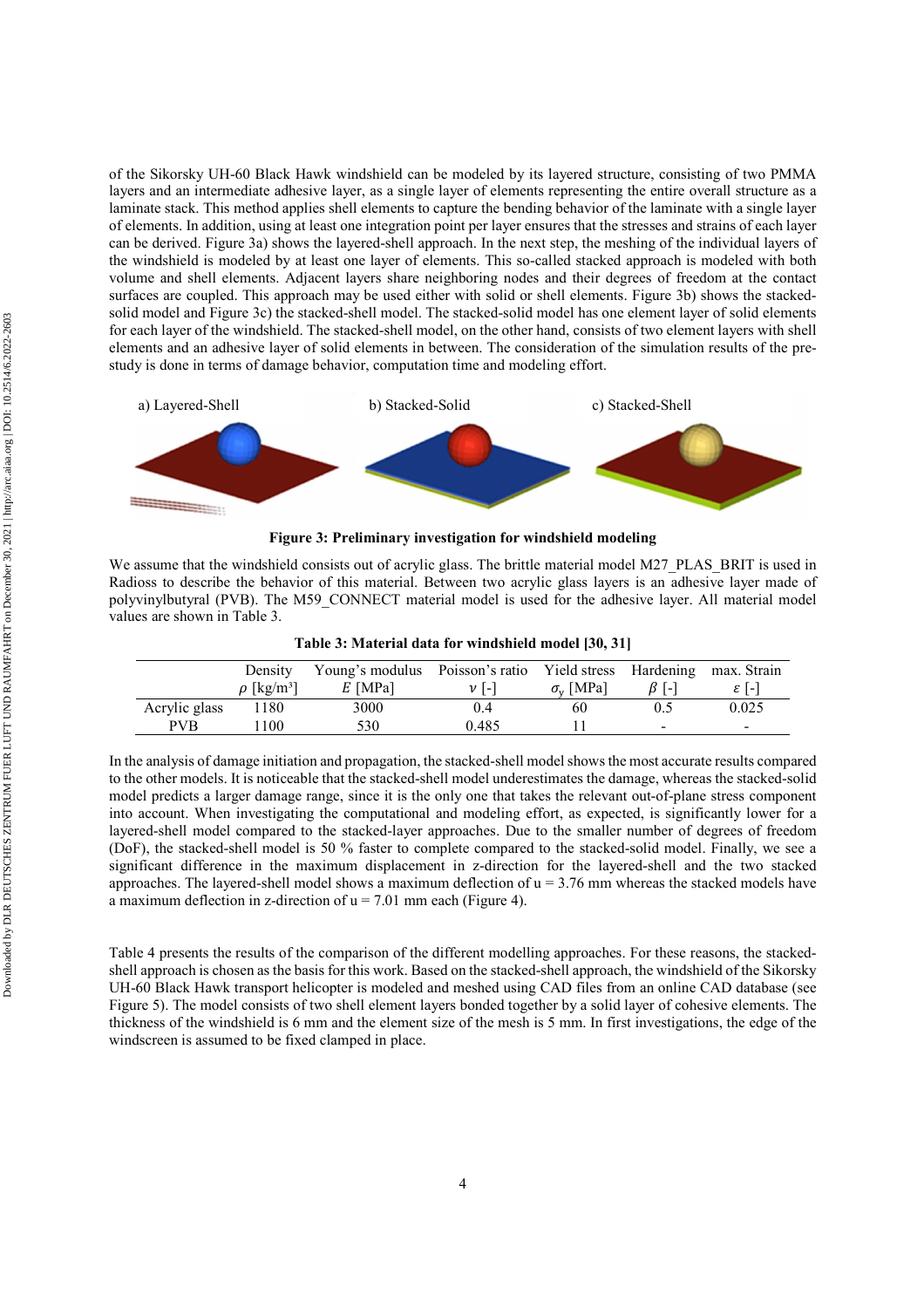of the Sikorsky UH-60 Black Hawk windshield can be modeled by its layered structure, consisting of two PMMA layers and an intermediate adhesive layer, as a single layer of elements representing the entire overall structure as a laminate stack. This method applies shell elements to capture the bending behavior of the laminate with a single layer of elements. In addition, using at least one integration point per layer ensures that the stresses and strains of each layer can be derived. Figure 3a) shows the layered-shell approach. In the next step, the meshing of the individual layers of the windshield is modeled by at least one layer of elements. This so-called stacked approach is modeled with both volume and shell elements. Adjacent layers share neighboring nodes and their degrees of freedom at the contact surfaces are coupled. This approach may be used either with solid or shell elements. Figure 3b) shows the stacked-solid model and Figure 3c) the stacked-shell model. The stacked-solid model has one element layer of solid elements for each layer of the windshield. The stacked-shell model, on the other hand, consists of two element layers with shell elements and an adhesive layer of solid elements in between. The consideration of the simulation results of the pre-study is done in terms of damage behavior, computation time and modeling effort.

a) Layered-Shell b) Stacked-Solid c) Stacked-Shell

**Figure 3: Preliminary investigation for windshield modeling**

We assume that the windshield consists out of acrylic glass. The brittle material model M27_PLAS_BRIT is used in Radioss to describe the behavior of this material. Between two acrylic glass layers is an adhesive layer made of polyvinylbutyral (PVB). The M59_CONNECT material model is used for the adhesive layer. All material model values are shown in Table 3.

**Table 3: Material data for windshield model [30, 31]**

| | Density $\rho$ [kg/m³] | Young's modulus $E$ [MPa] | Poisson's ratio $\nu$ [-] | Yield stress $\sigma_y$ [MPa] | Hardening $\beta$ [-] | max. Strain $\varepsilon$ [-] |
|---|---|---|---|---|---|---|
| Acrylic glass | 1180 | 3000 | 0.4 | 60 | 0.5 | 0.025 |
| PVB | 1100 | 530 | 0.485 | 11 | - | - |

In the analysis of damage initiation and propagation, the stacked-shell model shows the most accurate results compared to the other models. It is noticeable that the stacked-shell model underestimates the damage, whereas the stacked-solid model predicts a larger damage range, since it is the only one that takes the relevant out-of-plane stress component into account. When investigating the computational and modeling effort, as expected, is significantly lower for a layered-shell model compared to the stacked-layer approaches. Due to the smaller number of degrees of freedom (DoF), the stacked-shell model is 50 % faster to complete compared to the stacked-solid model. Finally, we see a significant difference in the maximum displacement in z-direction for the layered-shell and the two stacked approaches. The layered-shell model shows a maximum deflection of u = 3.76 mm whereas the stacked models have a maximum deflection in z-direction of u = 7.01 mm each (Figure 4).

Table 4 presents the results of the comparison of the different modelling approaches. For these reasons, the stacked-shell approach is chosen as the basis for this work. Based on the stacked-shell approach, the windshield of the Sikorsky UH-60 Black Hawk transport helicopter is modeled and meshed using CAD files from an online CAD database (see Figure 5). The model consists of two shell element layers bonded together by a solid layer of cohesive elements. The thickness of the windshield is 6 mm and the element size of the mesh is 5 mm. In first investigations, the edge of the windscreen is assumed to be fixed clamped in place.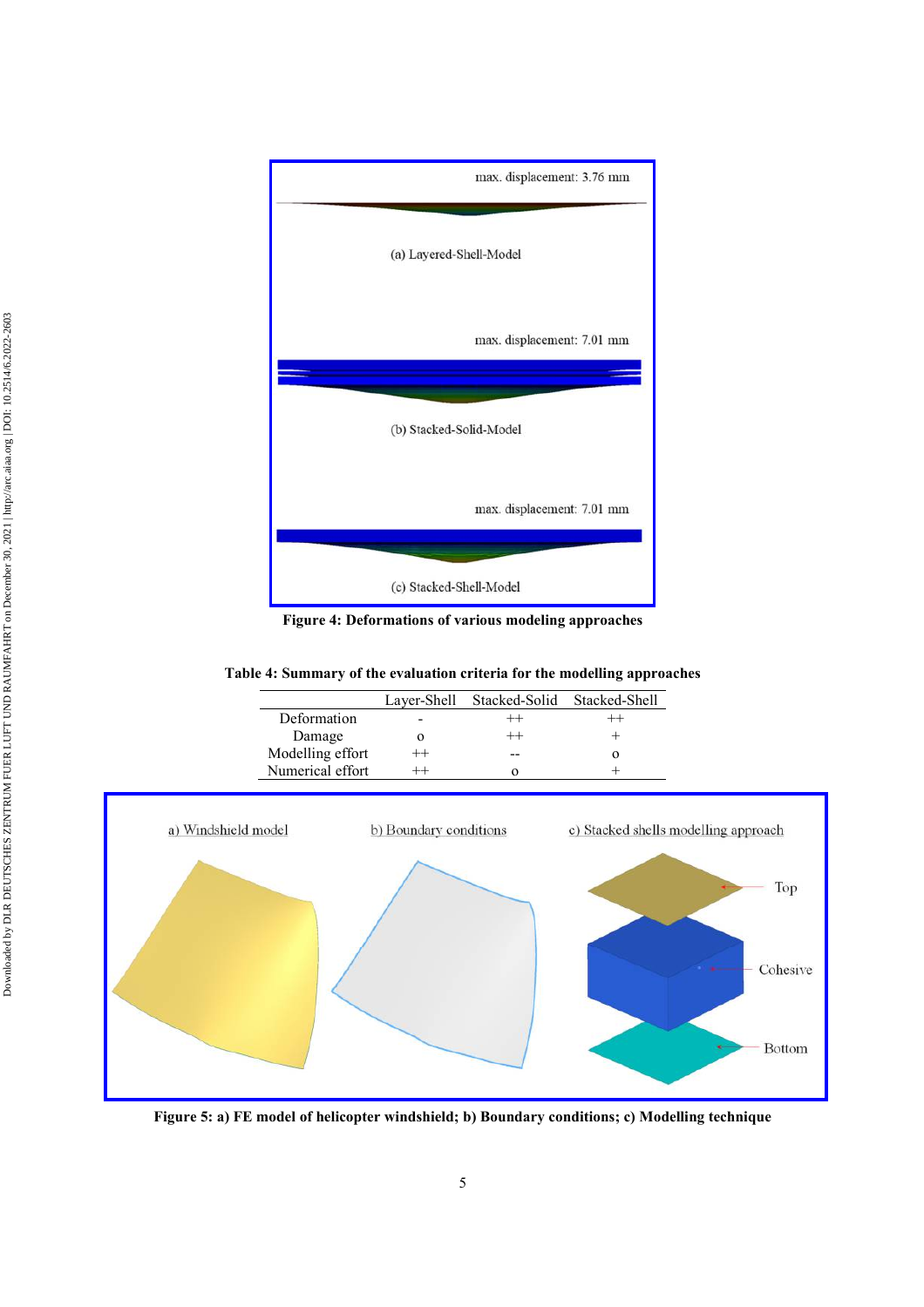Figure 4: Deformations of various modeling approaches

Table 4: Summary of the evaluation criteria for the modelling approaches

| | Layer-Shell | Stacked-Solid | Stacked-Shell |
|---|---|---|---|
| Deformation | - | ++ | ++ |
| Damage | o | ++ | + |
| Modelling effort | ++ | -- | o |
| Numerical effort | ++ | o | + |

Figure 5: a) FE model of helicopter windshield; b) Boundary conditions; c) Modelling technique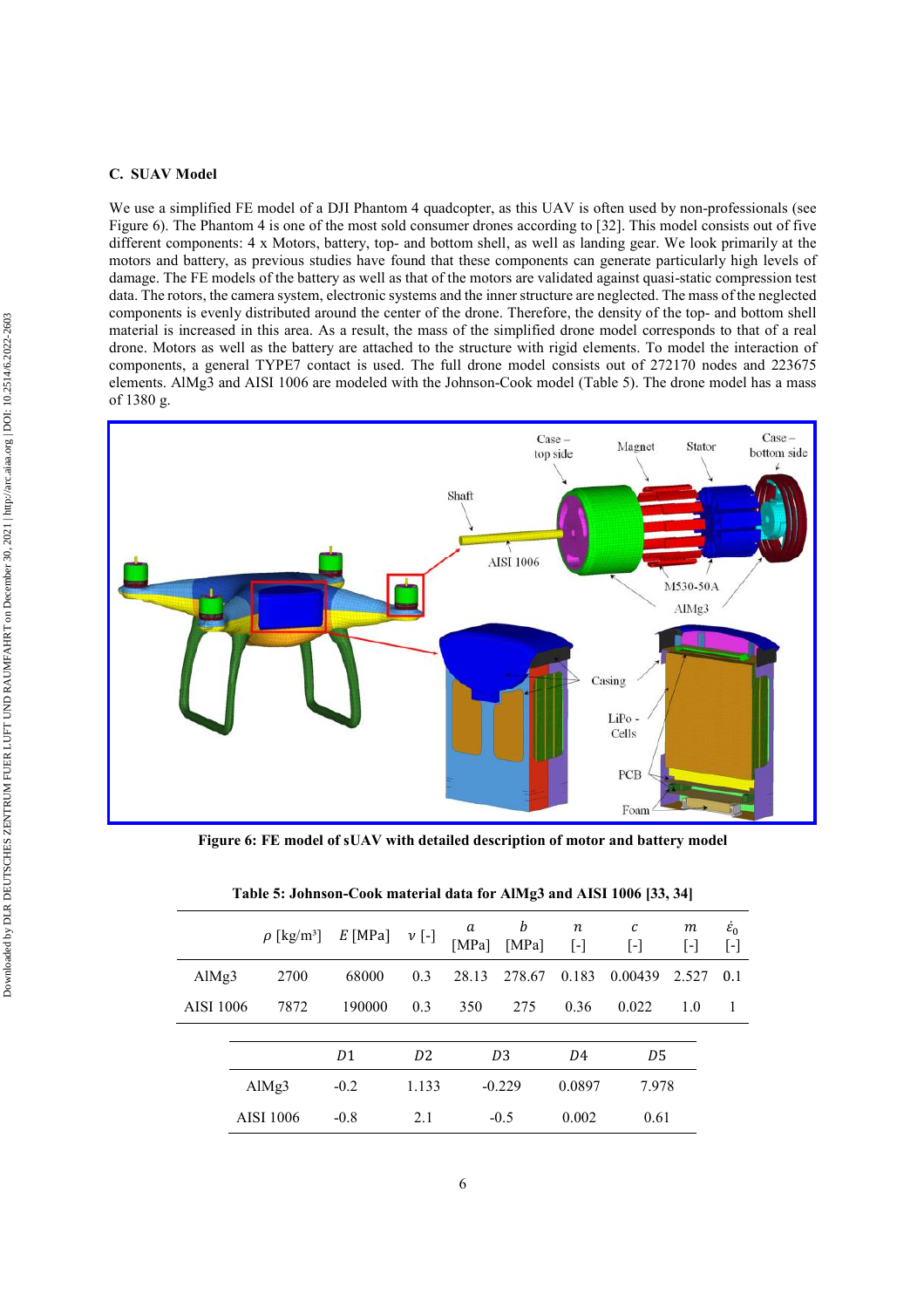### C. SUAV Model

We use a simplified FE model of a DJI Phantom 4 quadcopter, as this UAV is often used by non-professionals (see Figure 6). The Phantom 4 is one of the most sold consumer drones according to [32]. This model consists out of five different components: 4 x Motors, battery, top- and bottom shell, as well as landing gear. We look primarily at the motors and battery, as previous studies have found that these components can generate particularly high levels of damage. The FE models of the battery as well as that of the motors are validated against quasi-static compression test data. The rotors, the camera system, electronic systems and the inner structure are neglected. The mass of the neglected components is evenly distributed around the center of the drone. Therefore, the density of the top- and bottom shell material is increased in this area. As a result, the mass of the simplified drone model corresponds to that of a real drone. Motors as well as the battery are attached to the structure with rigid elements. To model the interaction of components, a general TYPE7 contact is used. The full drone model consists out of 272170 nodes and 223675 elements. AlMg3 and AISI 1006 are modeled with the Johnson-Cook model (Table 5). The drone model has a mass of 1380 g.

**Figure 6: FE model of sUAV with detailed description of motor and battery model**

**Table 5: Johnson-Cook material data for AlMg3 and AISI 1006 [33, 34]**

| | $\rho$ [kg/m³] | $E$ [MPa] | $\nu$ [-] | $a$ [MPa] | $b$ [MPa] | $n$ [-] | $c$ [-] | $m$ [-] | $\dot{\varepsilon}_0$ [-] |
|---|---|---|---|---|---|---|---|---|---|
| AlMg3 | 2700 | 68000 | 0.3 | 28.13 | 278.67 | 0.183 | 0.00439 | 2.527 | 0.1 |
| AISI 1006 | 7872 | 190000 | 0.3 | 350 | 275 | 0.36 | 0.022 | 1.0 | 1 |

| | $D1$ | $D2$ | $D3$ | $D4$ | $D5$ |
|---|---|---|---|---|---|
| AlMg3 | -0.2 | 1.133 | -0.229 | 0.0897 | 7.978 |
| AISI 1006 | -0.8 | 2.1 | -0.5 | 0.002 | 0.61 |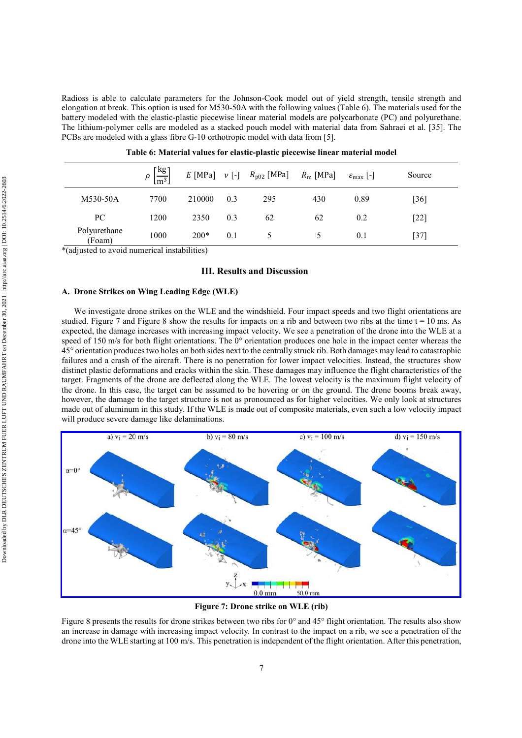Radioss is able to calculate parameters for the Johnson-Cook model out of yield strength, tensile strength and elongation at break. This option is used for M530-50A with the following values (Table 6). The materials used for the battery modeled with the elastic-plastic piecewise linear material models are polycarbonate (PC) and polyurethane. The lithium-polymer cells are modeled as a stacked pouch model with material data from Sahraei et al. [35]. The PCBs are modeled with a glass fibre G-10 orthotropic model with data from [5].

**Table 6: Material values for elastic-plastic piecewise linear material model**

| | $\rho\left[\frac{\text{kg}}{\text{m}^3}\right]$ | $E$ [MPa] | $\nu$ [-] | $R_{\text{p02}}$ [MPa] | $R_{\text{m}}$ [MPa] | $\varepsilon_{\text{max}}$ [-] | Source |
|---|---|---|---|---|---|---|---|
| M530-50A | 7700 | 210000 | 0.3 | 295 | 430 | 0.89 | [36] |
| PC | 1200 | 2350 | 0.3 | 62 | 62 | 0.2 | [22] |
| Polyurethane (Foam) | 1000 | 200* | 0.1 | 5 | 5 | 0.1 | [37] |

*(adjusted to avoid numerical instabilities)

## III. Results and Discussion

### A. Drone Strikes on Wing Leading Edge (WLE)

We investigate drone strikes on the WLE and the windshield. Four impact speeds and two flight orientations are studied. Figure 7 and Figure 8 show the results for impacts on a rib and between two ribs at the time t = 10 ms. As expected, the damage increases with increasing impact velocity. We see a penetration of the drone into the WLE at a speed of 150 m/s for both flight orientations. The 0° orientation produces one hole in the impact center whereas the 45° orientation produces two holes on both sides next to the centrally struck rib. Both damages may lead to catastrophic failures and a crash of the aircraft. There is no penetration for lower impact velocities. Instead, the structures show distinct plastic deformations and cracks within the skin. These damages may influence the flight characteristics of the target. Fragments of the drone are deflected along the WLE. The lowest velocity is the maximum flight velocity of the drone. In this case, the target can be assumed to be hovering or on the ground. The drone booms break away, however, the damage to the target structure is not as pronounced as for higher velocities. We only look at structures made out of aluminum in this study. If the WLE is made out of composite materials, even such a low velocity impact will produce severe damage like delaminations.

a) $v_i$ = 20 m/s, b) $v_i$ = 80 m/s, c) $v_i$ = 100 m/s, d) $v_i$ = 150 m/s; α=0°, α=45°; 0.0 mm – 50.0 mm

**Figure 7: Drone strike on WLE (rib)**

Figure 8 presents the results for drone strikes between two ribs for 0° and 45° flight orientation. The results also show an increase in damage with increasing impact velocity. In contrast to the impact on a rib, we see a penetration of the drone into the WLE starting at 100 m/s. This penetration is independent of the flight orientation. After this penetration,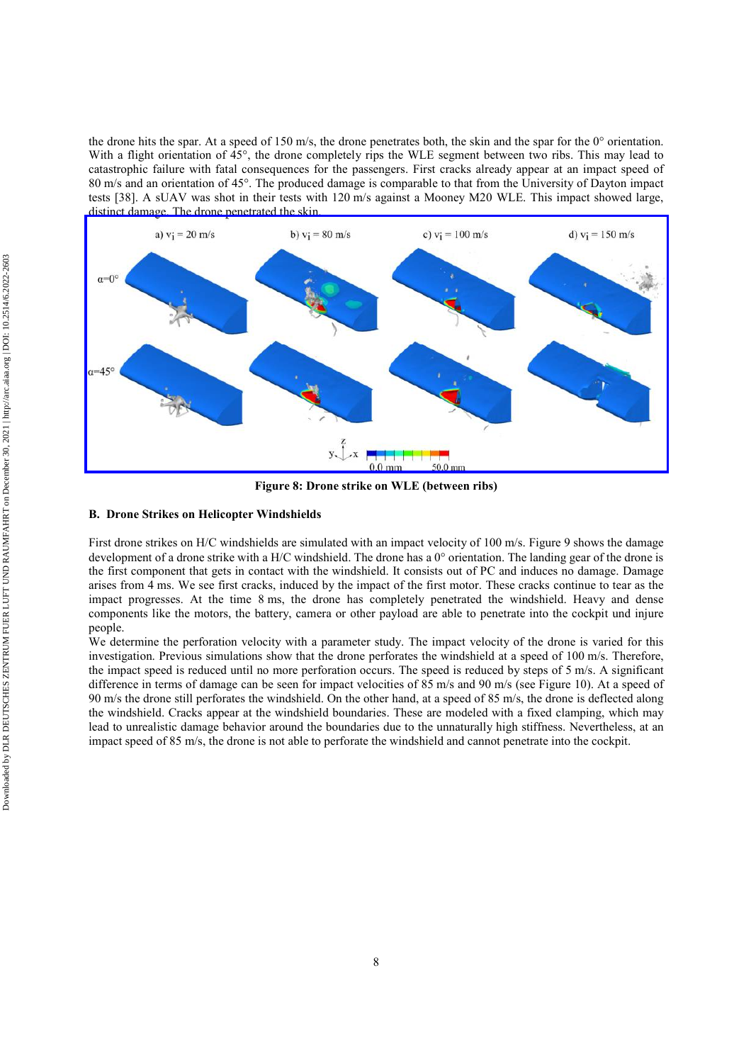the drone hits the spar. At a speed of 150 m/s, the drone penetrates both, the skin and the spar for the 0° orientation. With a flight orientation of 45°, the drone completely rips the WLE segment between two ribs. This may lead to catastrophic failure with fatal consequences for the passengers. First cracks already appear at an impact speed of 80 m/s and an orientation of 45°. The produced damage is comparable to that from the University of Dayton impact tests [38]. A sUAV was shot in their tests with 120 m/s against a Mooney M20 WLE. This impact showed large, distinct damage. The drone penetrated the skin.

**Figure 8: Drone strike on WLE (between ribs)**

### B. Drone Strikes on Helicopter Windshields

First drone strikes on H/C windshields are simulated with an impact velocity of 100 m/s. Figure 9 shows the damage development of a drone strike with a H/C windshield. The drone has a 0° orientation. The landing gear of the drone is the first component that gets in contact with the windshield. It consists out of PC and induces no damage. Damage arises from 4 ms. We see first cracks, induced by the impact of the first motor. These cracks continue to tear as the impact progresses. At the time 8 ms, the drone has completely penetrated the windshield. Heavy and dense components like the motors, the battery, camera or other payload are able to penetrate into the cockpit und injure people.

We determine the perforation velocity with a parameter study. The impact velocity of the drone is varied for this investigation. Previous simulations show that the drone perforates the windshield at a speed of 100 m/s. Therefore, the impact speed is reduced until no more perforation occurs. The speed is reduced by steps of 5 m/s. A significant difference in terms of damage can be seen for impact velocities of 85 m/s and 90 m/s (see Figure 10). At a speed of 90 m/s the drone still perforates the windshield. On the other hand, at a speed of 85 m/s, the drone is deflected along the windshield. Cracks appear at the windshield boundaries. These are modeled with a fixed clamping, which may lead to unrealistic damage behavior around the boundaries due to the unnaturally high stiffness. Nevertheless, at an impact speed of 85 m/s, the drone is not able to perforate the windshield and cannot penetrate into the cockpit.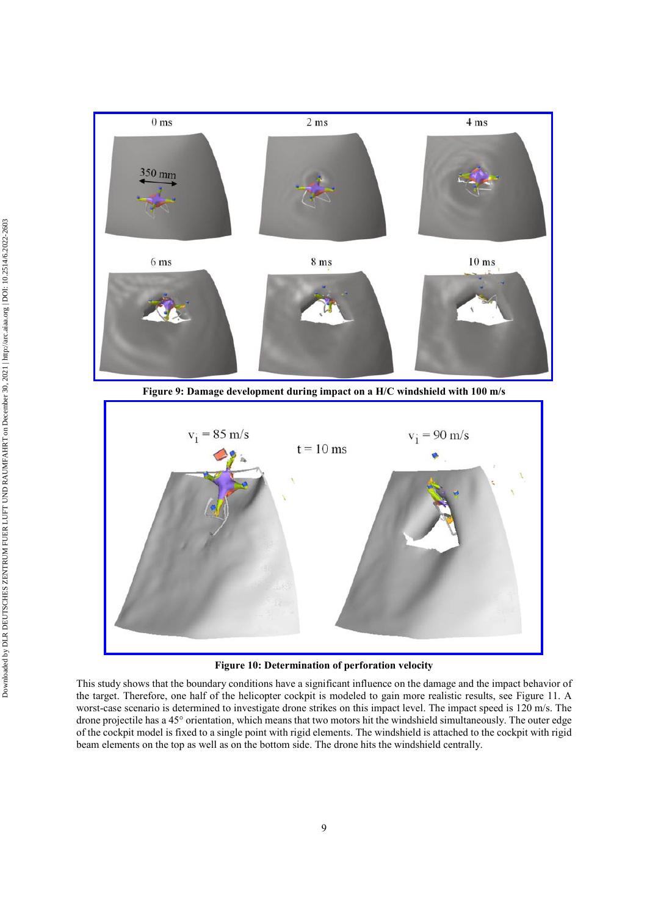Figure 9: Damage development during impact on a H/C windshield with 100 m/s

Figure 10: Determination of perforation velocity

This study shows that the boundary conditions have a significant influence on the damage and the impact behavior of the target. Therefore, one half of the helicopter cockpit is modeled to gain more realistic results, see Figure 11. A worst-case scenario is determined to investigate drone strikes on this impact level. The impact speed is 120 m/s. The drone projectile has a 45° orientation, which means that two motors hit the windshield simultaneously. The outer edge of the cockpit model is fixed to a single point with rigid elements. The windshield is attached to the cockpit with rigid beam elements on the top as well as on the bottom side. The drone hits the windshield centrally.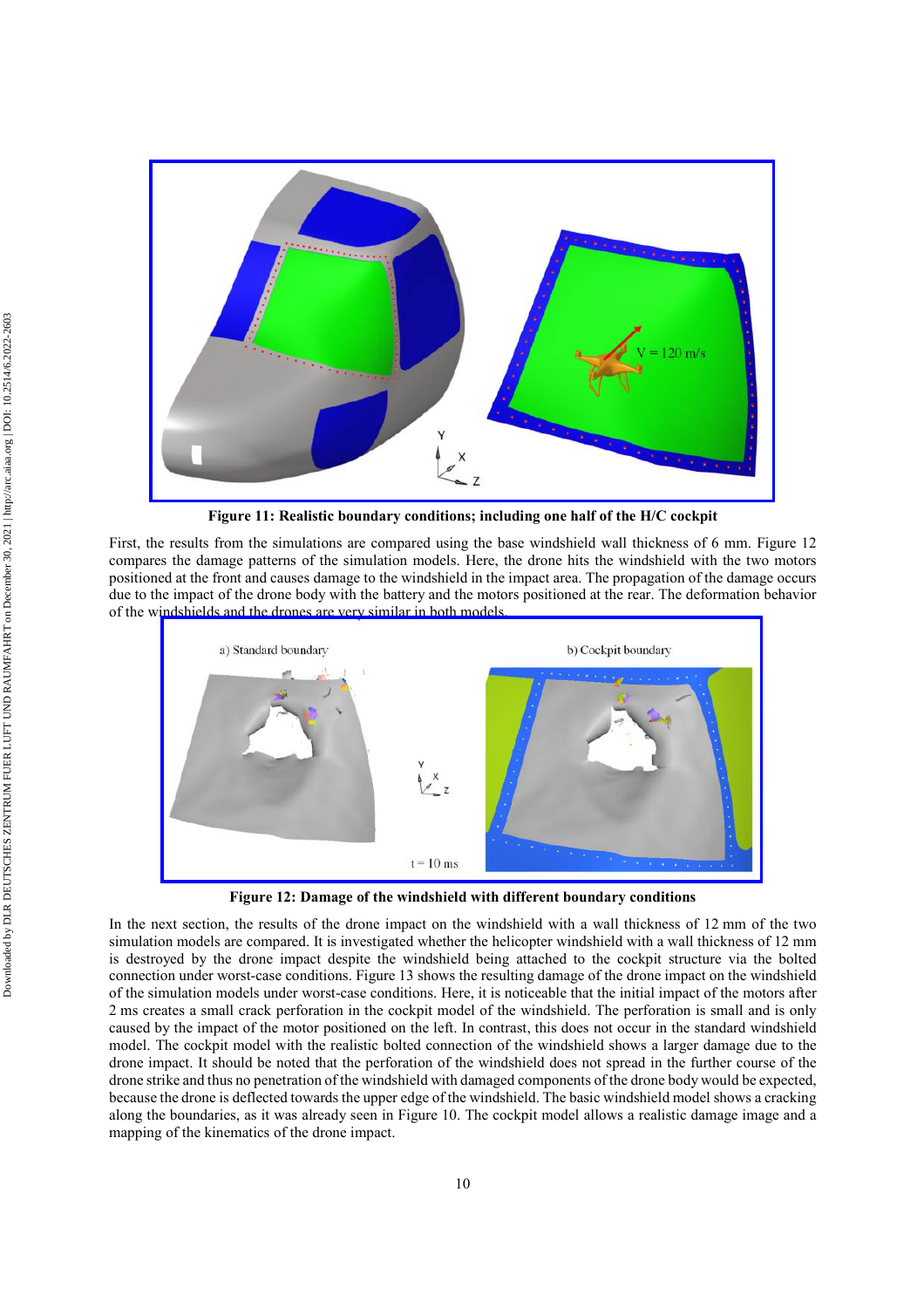**Figure 11: Realistic boundary conditions; including one half of the H/C cockpit**

First, the results from the simulations are compared using the base windshield wall thickness of 6 mm. Figure 12 compares the damage patterns of the simulation models. Here, the drone hits the windshield with the two motors positioned at the front and causes damage to the windshield in the impact area. The propagation of the damage occurs due to the impact of the drone body with the battery and the motors positioned at the rear. The deformation behavior of the windshields and the drones are very similar in both models.

**Figure 12: Damage of the windshield with different boundary conditions**

In the next section, the results of the drone impact on the windshield with a wall thickness of 12 mm of the two simulation models are compared. It is investigated whether the helicopter windshield with a wall thickness of 12 mm is destroyed by the drone impact despite the windshield being attached to the cockpit structure via the bolted connection under worst-case conditions. Figure 13 shows the resulting damage of the drone impact on the windshield of the simulation models under worst-case conditions. Here, it is noticeable that the initial impact of the motors after 2 ms creates a small crack perforation in the cockpit model of the windshield. The perforation is small and is only caused by the impact of the motor positioned on the left. In contrast, this does not occur in the standard windshield model. The cockpit model with the realistic bolted connection of the windshield shows a larger damage due to the drone impact. It should be noted that the perforation of the windshield does not spread in the further course of the drone strike and thus no penetration of the windshield with damaged components of the drone body would be expected, because the drone is deflected towards the upper edge of the windshield. The basic windshield model shows a cracking along the boundaries, as it was already seen in Figure 10. The cockpit model allows a realistic damage image and a mapping of the kinematics of the drone impact.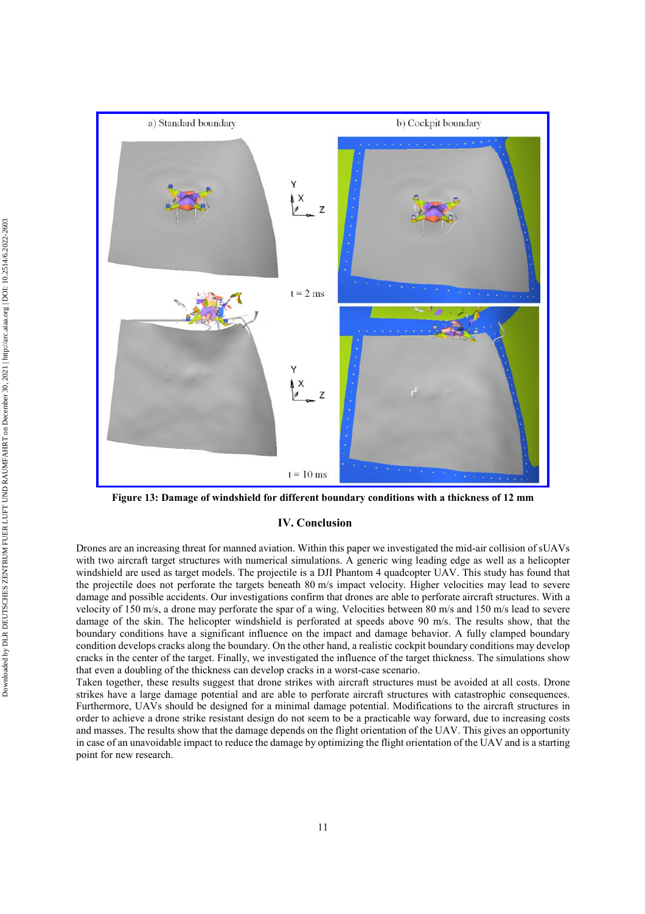**Figure 13: Damage of windshield for different boundary conditions with a thickness of 12 mm**

## IV. Conclusion

Drones are an increasing threat for manned aviation. Within this paper we investigated the mid-air collision of sUAVs with two aircraft target structures with numerical simulations. A generic wing leading edge as well as a helicopter windshield are used as target models. The projectile is a DJI Phantom 4 quadcopter UAV. This study has found that the projectile does not perforate the targets beneath 80 m/s impact velocity. Higher velocities may lead to severe damage and possible accidents. Our investigations confirm that drones are able to perforate aircraft structures. With a velocity of 150 m/s, a drone may perforate the spar of a wing. Velocities between 80 m/s and 150 m/s lead to severe damage of the skin. The helicopter windshield is perforated at speeds above 90 m/s. The results show, that the boundary conditions have a significant influence on the impact and damage behavior. A fully clamped boundary condition develops cracks along the boundary. On the other hand, a realistic cockpit boundary conditions may develop cracks in the center of the target. Finally, we investigated the influence of the target thickness. The simulations show that even a doubling of the thickness can develop cracks in a worst-case scenario.

Taken together, these results suggest that drone strikes with aircraft structures must be avoided at all costs. Drone strikes have a large damage potential and are able to perforate aircraft structures with catastrophic consequences. Furthermore, UAVs should be designed for a minimal damage potential. Modifications to the aircraft structures in order to achieve a drone strike resistant design do not seem to be a practicable way forward, due to increasing costs and masses. The results show that the damage depends on the flight orientation of the UAV. This gives an opportunity in case of an unavoidable impact to reduce the damage by optimizing the flight orientation of the UAV and is a starting point for new research.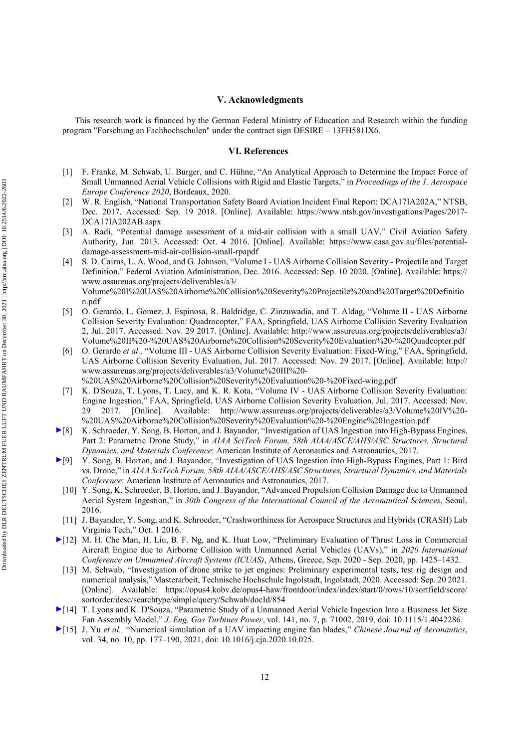## V. Acknowledgments

This research work is financed by the German Federal Ministry of Education and Research within the funding program "Forschung an Fachhochschulen" under the contract sign DESIRE – 13FH581IX6.

## VI. References

[1] F. Franke, M. Schwab, U. Burger, and C. Hühne, "An Analytical Approach to Determine the Impact Force of Small Unmanned Aerial Vehicle Collisions with Rigid and Elastic Targets," in *Proceedings of the 1. Aerospace Europe Conference 2020*, Bordeaux, 2020.

[2] W. R. English, "National Transportation Safety Board Aviation Incident Final Report: DCA17IA202A," NTSB, Dec. 2017. Accessed: Sep. 19 2018. [Online]. Available: https://www.ntsb.gov/investigations/Pages/2017-DCA17IA202AB.aspx

[3] A. Radi, "Potential damage assessment of a mid-air collision with a small UAV," Civil Aviation Safety Authority, Jun. 2013. Accessed: Oct. 4 2016. [Online]. Available: https://www.casa.gov.au/files/potential-damage-assessment-mid-air-collision-small-rpapdf

[4] S. D. Cairns, L. A. Wood, and G. Johnson, "Volume I - UAS Airborne Collision Severity - Projectile and Target Definition," Federal Aviation Administration, Dec. 2016. Accessed: Sep. 10 2020. [Online]. Available: https://www.assureuas.org/projects/deliverables/a3/Volume%20I%20UAS%20Airborne%20Collision%20Severity%20Projectile%20and%20Target%20Definition.pdf

[5] O. Gerardo, L. Gomez, J. Espinosa, R. Baldridge, C. Zinzuwadia, and T. Aldag, "Volume II - UAS Airborne Collision Severity Evaluation: Quadrocopter," FAA, Springfield, UAS Airborne Collision Severity Evaluation 2, Jul. 2017. Accessed: Nov. 29 2017. [Online]. Available: http://www.assureuas.org/projects/deliverables/a3/Volume%20II%20-%20UAS%20Airborne%20Collision%20Severity%20Evaluation%20-%20Quadcopter.pdf

[6] O. Gerardo *et al.,* "Volume III - UAS Airborne Collision Severity Evaluation: Fixed-Wing," FAA, Springfield, UAS Airborne Collision Severity Evaluation, Jul. 2017. Accessed: Nov. 29 2017. [Online]. Available: http://www.assureuas.org/projects/deliverables/a3/Volume%20III%20-%20UAS%20Airborne%20Collision%20Severity%20Evaluation%20-%20Fixed-wing.pdf

[7] K. D'Souza, T. Lyons, T. Lacy, and K. R. Kota, "Volume IV - UAS Airborne Collision Severity Evaluation: Engine Ingestion," FAA, Springfield, UAS Airborne Collision Severity Evaluation, Jul. 2017. Accessed: Nov. 29 2017. [Online]. Available: http://www.assureuas.org/projects/deliverables/a3/Volume%20IV%20-%20UAS%20Airborne%20Collision%20Severity%20Evaluation%20-%20Engine%20Ingestion.pdf

[8] K. Schroeder, Y. Song, B. Horton, and J. Bayandor, "Investigation of UAS Ingestion into High-Bypass Engines, Part 2: Parametric Drone Study," in *AIAA SciTech Forum, 58th AIAA/ASCE/AHS/ASC Structures, Structural Dynamics, and Materials Conference*: American Institute of Aeronautics and Astronautics, 2017.

[9] Y. Song, B. Horton, and J. Bayandor, "Investigation of UAS Ingestion into High-Bypass Engines, Part 1: Bird vs. Drone," in *AIAA SciTech Forum, 58th AIAA/ASCE/AHS/ASC Structures, Structural Dynamics, and Materials Conference*: American Institute of Aeronautics and Astronautics, 2017.

[10] Y. Song, K. Schroeder, B. Horton, and J. Bayandor, "Advanced Propulsion Collision Damage due to Unmanned Aerial System Ingestion," in *30th Congress of the International Council of the Aeronautical Sciences*, Seoul, 2016.

[11] J. Bayandor, Y. Song, and K. Schroeder, "Crashworthiness for Aerospace Structures and Hybrids (CRASH) Lab Virginia Tech," Oct. 1 2016.

[12] M. H. Che Man, H. Liu, B. F. Ng, and K. Huat Low, "Preliminary Evaluation of Thrust Loss in Commercial Aircraft Engine due to Airborne Collision with Unmanned Aerial Vehicles (UAVs)," in *2020 International Conference on Unmanned Aircraft Systems (ICUAS)*, Athens, Greece, Sep. 2020 - Sep. 2020, pp. 1425–1432.

[13] M. Schwab, "Investigation of drone strike to jet engines: Preliminary experimental tests, test rig design and numerical analysis," Masterarbeit, Technische Hochschule Ingolstadt, Ingolstadt, 2020. Accessed: Sep. 20 2021. [Online]. Available: https://opus4.kobv.de/opus4-haw/frontdoor/index/index/start/0/rows/10/sortfield/score/sortorder/desc/searchtype/simple/query/Schwab/docId/854

[14] T. Lyons and K. D'Souza, "Parametric Study of a Unmanned Aerial Vehicle Ingestion Into a Business Jet Size Fan Assembly Model," *J. Eng. Gas Turbines Power*, vol. 141, no. 7, p. 71002, 2019, doi: 10.1115/1.4042286.

[15] J. Yu *et al.,* "Numerical simulation of a UAV impacting engine fan blades," *Chinese Journal of Aeronautics*, vol. 34, no. 10, pp. 177–190, 2021, doi: 10.1016/j.cja.2020.10.025.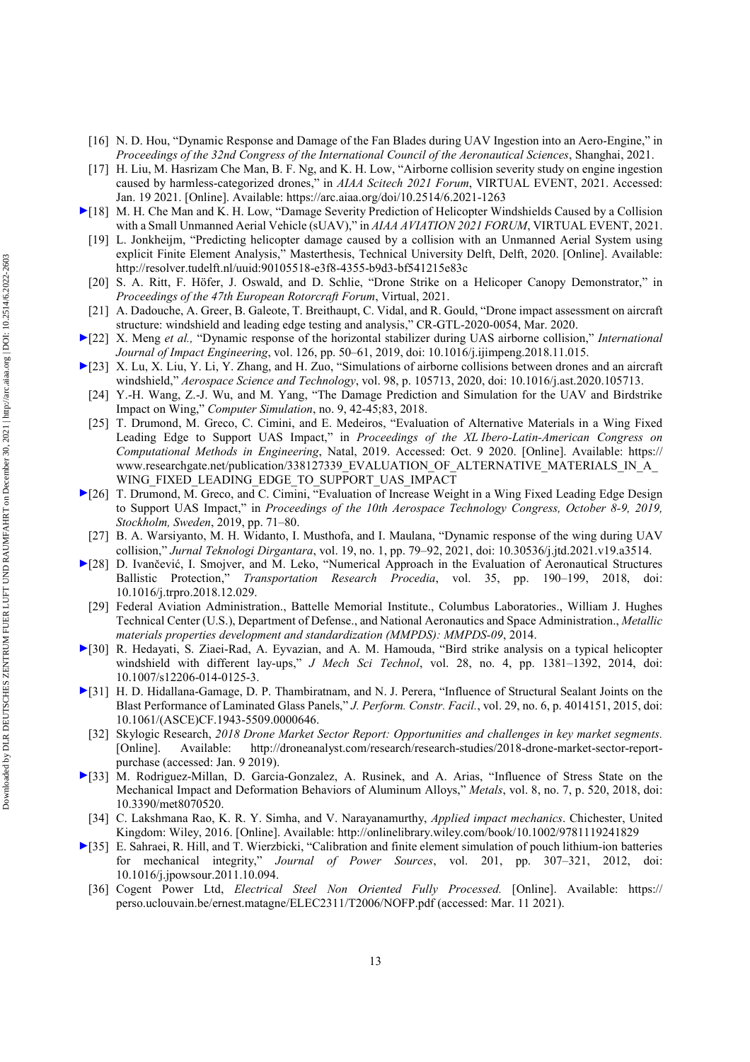[16] N. D. Hou, "Dynamic Response and Damage of the Fan Blades during UAV Ingestion into an Aero-Engine," in *Proceedings of the 32nd Congress of the International Council of the Aeronautical Sciences*, Shanghai, 2021.

[17] H. Liu, M. Hasrizam Che Man, B. F. Ng, and K. H. Low, "Airborne collision severity study on engine ingestion caused by harmless-categorized drones," in *AIAA Scitech 2021 Forum*, VIRTUAL EVENT, 2021. Accessed: Jan. 19 2021. [Online]. Available: https://arc.aiaa.org/doi/10.2514/6.2021-1263

[18] M. H. Che Man and K. H. Low, "Damage Severity Prediction of Helicopter Windshields Caused by a Collision with a Small Unmanned Aerial Vehicle (sUAV)," in *AIAA AVIATION 2021 FORUM*, VIRTUAL EVENT, 2021.

[19] L. Jonkheijm, "Predicting helicopter damage caused by a collision with an Unmanned Aerial System using explicit Finite Element Analysis," Masterthesis, Technical University Delft, Delft, 2020. [Online]. Available: http://resolver.tudelft.nl/uuid:90105518-e3f8-4355-b9d3-bf541215e83c

[20] S. A. Ritt, F. Höfer, J. Oswald, and D. Schlie, "Drone Strike on a Helicopter Canopy Demonstrator," in *Proceedings of the 47th European Rotorcraft Forum*, Virtual, 2021.

[21] A. Dadouche, A. Greer, B. Galeote, T. Breithaupt, C. Vidal, and R. Gould, "Drone impact assessment on aircraft structure: windshield and leading edge testing and analysis," CR-GTL-2020-0054, Mar. 2020.

[22] X. Meng *et al.,* "Dynamic response of the horizontal stabilizer during UAS airborne collision," *International Journal of Impact Engineering*, vol. 126, pp. 50–61, 2019, doi: 10.1016/j.ijimpeng.2018.11.015.

[23] X. Lu, X. Liu, Y. Li, Y. Zhang, and H. Zuo, "Simulations of airborne collisions between drones and an aircraft windshield," *Aerospace Science and Technology*, vol. 98, p. 105713, 2020, doi: 10.1016/j.ast.2020.105713.

[24] Y.-H. Wang, Z.-J. Wu, and M. Yang, "The Damage Prediction and Simulation for the UAV and Birdstrike Impact on Wing," *Computer Simulation*, no. 9, 42-45;83, 2018.

[25] T. Drumond, M. Greco, C. Cimini, and E. Medeiros, "Evaluation of Alternative Materials in a Wing Fixed Leading Edge to Support UAS Impact," in *Proceedings of the XL Ibero-Latin-American Congress on Computational Methods in Engineering*, Natal, 2019. Accessed: Oct. 9 2020. [Online]. Available: https://www.researchgate.net/publication/338127339_EVALUATION_OF_ALTERNATIVE_MATERIALS_IN_A_WING_FIXED_LEADING_EDGE_TO_SUPPORT_UAS_IMPACT

[26] T. Drumond, M. Greco, and C. Cimini, "Evaluation of Increase Weight in a Wing Fixed Leading Edge Design to Support UAS Impact," in *Proceedings of the 10th Aerospace Technology Congress, October 8-9, 2019, Stockholm, Sweden*, 2019, pp. 71–80.

[27] B. A. Warsiyanto, M. H. Widanto, I. Musthofa, and I. Maulana, "Dynamic response of the wing during UAV collision," *Jurnal Teknologi Dirgantara*, vol. 19, no. 1, pp. 79–92, 2021, doi: 10.30536/j.jtd.2021.v19.a3514.

[28] D. Ivančević, I. Smojver, and M. Leko, "Numerical Approach in the Evaluation of Aeronautical Structures Ballistic Protection," *Transportation Research Procedia*, vol. 35, pp. 190–199, 2018, doi: 10.1016/j.trpro.2018.12.029.

[29] Federal Aviation Administration., Battelle Memorial Institute., Columbus Laboratories., William J. Hughes Technical Center (U.S.), Department of Defense., and National Aeronautics and Space Administration., *Metallic materials properties development and standardization (MMPDS): MMPDS-09*, 2014.

[30] R. Hedayati, S. Ziaei-Rad, A. Eyvazian, and A. M. Hamouda, "Bird strike analysis on a typical helicopter windshield with different lay-ups," *J Mech Sci Technol*, vol. 28, no. 4, pp. 1381–1392, 2014, doi: 10.1007/s12206-014-0125-3.

[31] H. D. Hidallana-Gamage, D. P. Thambiratnam, and N. J. Perera, "Influence of Structural Sealant Joints on the Blast Performance of Laminated Glass Panels," *J. Perform. Constr. Facil.*, vol. 29, no. 6, p. 4014151, 2015, doi: 10.1061/(ASCE)CF.1943-5509.0000646.

[32] Skylogic Research, *2018 Drone Market Sector Report: Opportunities and challenges in key market segments.* [Online]. Available: http://droneanalyst.com/research/research-studies/2018-drone-market-sector-report-purchase (accessed: Jan. 9 2019).

[33] M. Rodriguez-Millan, D. Garcia-Gonzalez, A. Rusinek, and A. Arias, "Influence of Stress State on the Mechanical Impact and Deformation Behaviors of Aluminum Alloys," *Metals*, vol. 8, no. 7, p. 520, 2018, doi: 10.3390/met8070520.

[34] C. Lakshmana Rao, K. R. Y. Simha, and V. Narayanamurthy, *Applied impact mechanics*. Chichester, United Kingdom: Wiley, 2016. [Online]. Available: http://onlinelibrary.wiley.com/book/10.1002/9781119241829

[35] E. Sahraei, R. Hill, and T. Wierzbicki, "Calibration and finite element simulation of pouch lithium-ion batteries for mechanical integrity," *Journal of Power Sources*, vol. 201, pp. 307–321, 2012, doi: 10.1016/j.jpowsour.2011.10.094.

[36] Cogent Power Ltd, *Electrical Steel Non Oriented Fully Processed.* [Online]. Available: https://perso.uclouvain.be/ernest.matagne/ELEC2311/T2006/NOFP.pdf (accessed: Mar. 11 2021).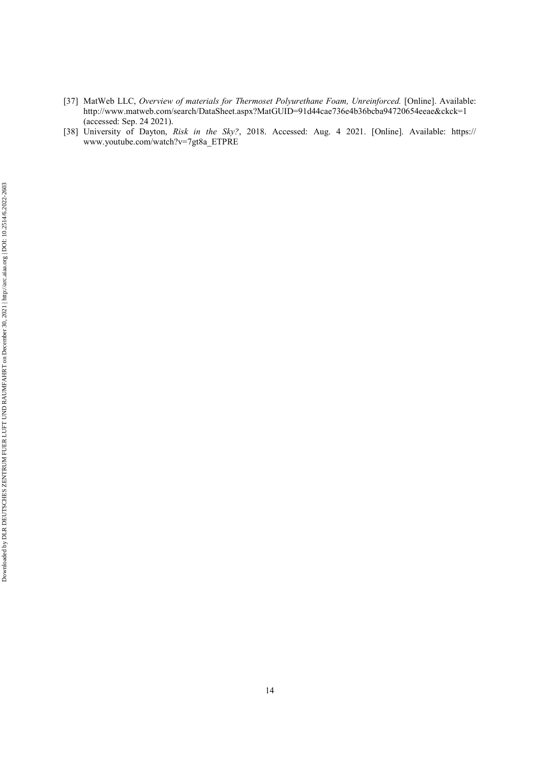[37] MatWeb LLC, *Overview of materials for Thermoset Polyurethane Foam, Unreinforced.* [Online]. Available: http://www.matweb.com/search/DataSheet.aspx?MatGUID=91d44cae736e4b36bcba94720654eeae&ckck=1 (accessed: Sep. 24 2021).

[38] University of Dayton, *Risk in the Sky?*, 2018. Accessed: Aug. 4 2021. [Online]. Available: https://www.youtube.com/watch?v=7gt8a_ETPRE